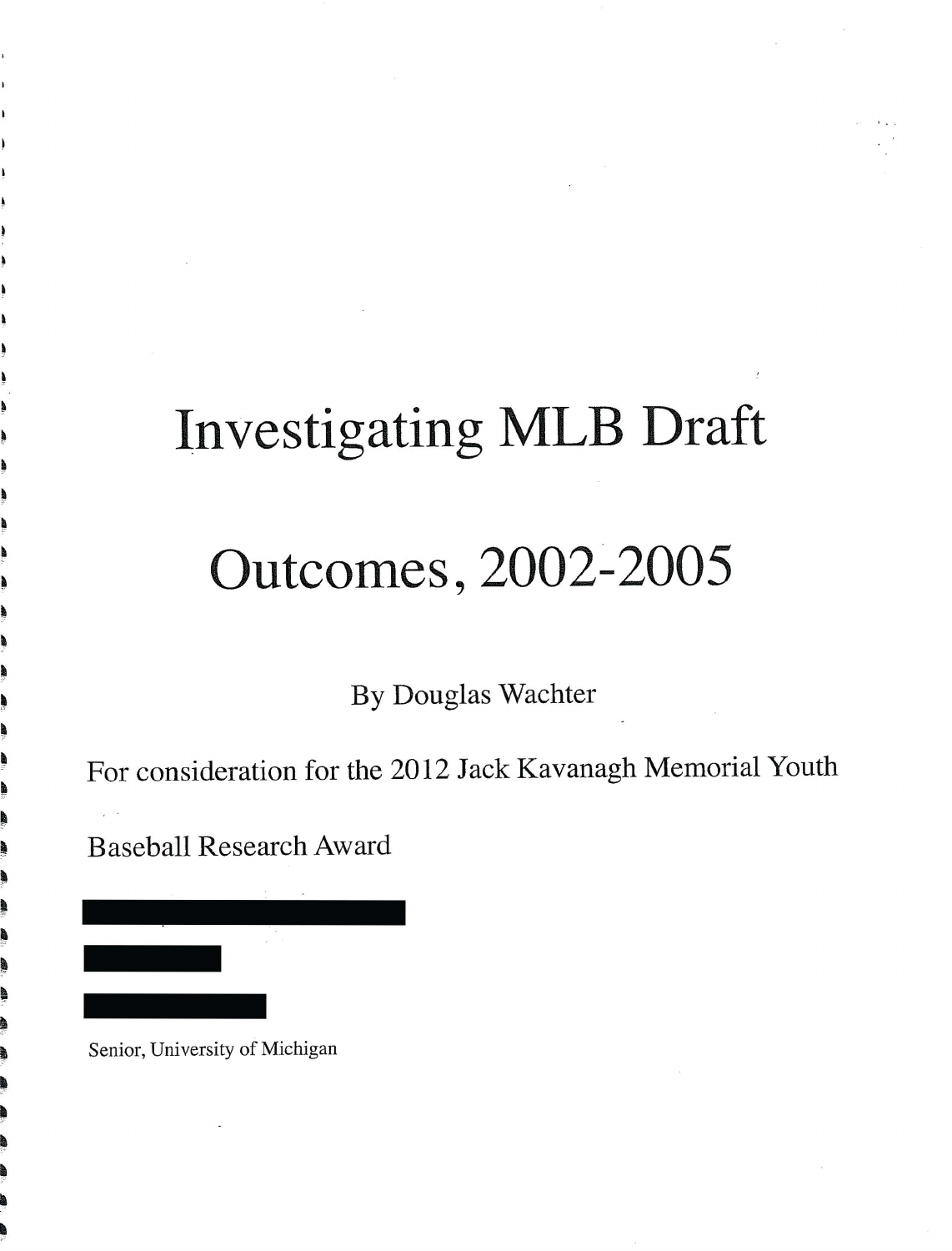# Investigating MLB Draft Outcomes, 2002-2005

By Douglas Wachter

For consideration for the 2012 Jack Kavanagh Memorial Youth Baseball Research Award

Senior, University of Michigan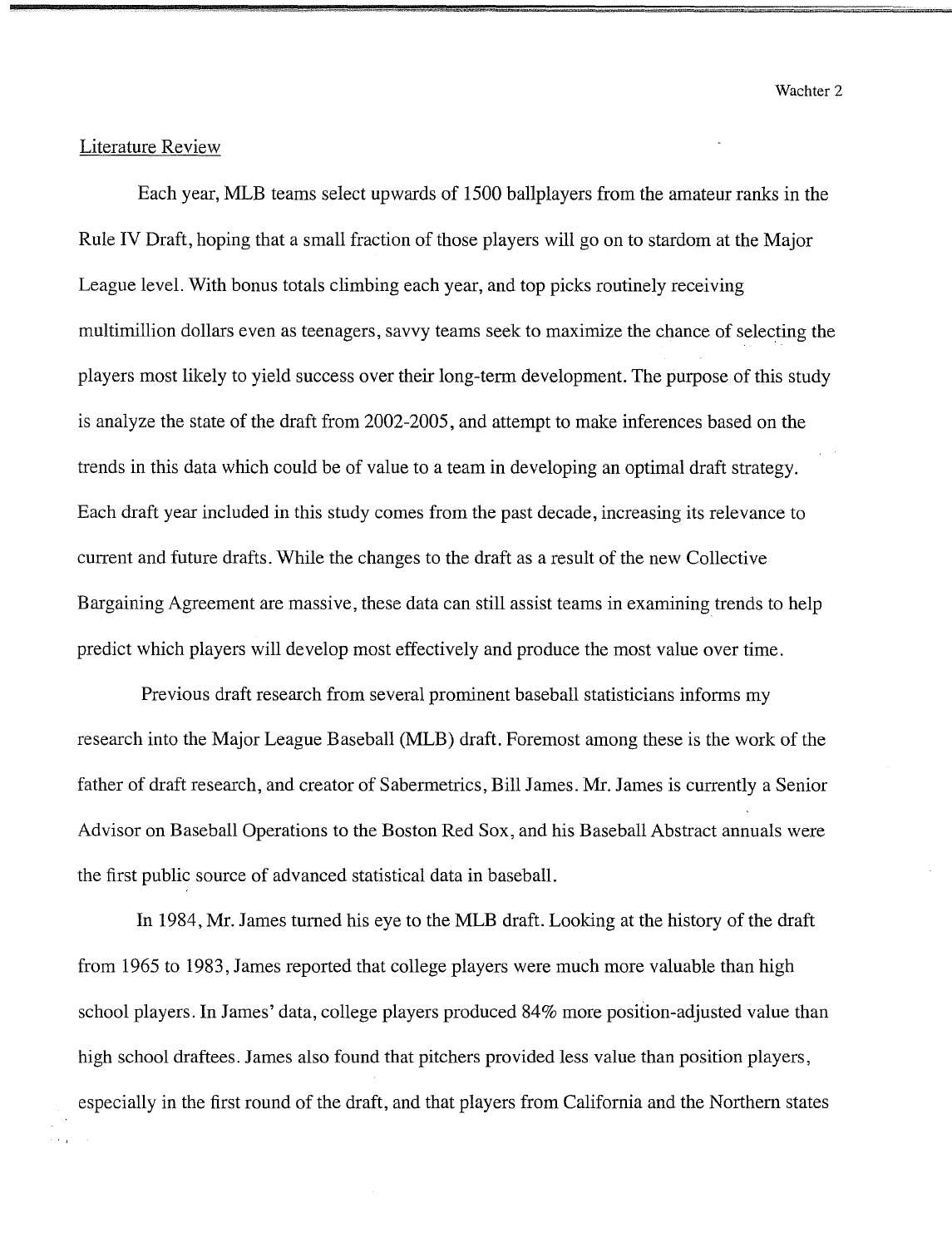## Literature Review

Each year, MLB teams select upwards of 1500 ballplayers from the amateur ranks in the Rule IV Draft, hoping that a small fraction of those players will go on to stardom at the Major League level. With bonus totals climbing each year, and top picks routinely receiving multimillion dollars even as teenagers, savvy teams seek to maximize the chance of selecting the players most likely to yield success over their long-term development. The purpose of this study is analyze the state of the draft from 2002-2005, and attempt to make inferences based on the trends in this data which could be of value to a team in developing an optimal draft strategy. Each draft year included in this study comes from the past decade, increasing its relevance to current and future drafts. While the changes to the draft as a result of the new Collective Bargaining Agreement are massive, these data can still assist teams in examining trends to help predict which players will develop most effectively and produce the most value over time.

Previous draft research from several prominent baseball statisticians informs my research into the Major League Baseball (MLB) draft. Foremost among these is the work of the father of draft research, and creator of Sabermetrics, Bill James. Mr. James is currently a Senior Advisor on Baseball Operations to the Boston Red Sox, and his Baseball Abstract annuals were the first public source of advanced statistical data in baseball.

In 1984, Mr. James turned his eye to the MLB draft. Looking at the history of the draft from 1965 to 1983, James reported that college players were much more valuable than high school players. In James' data, college players produced 84% more position-adjusted value than high school draftees. James also found that pitchers provided less value than position players, especially in the first round of the draft, and that players from California and the Northern states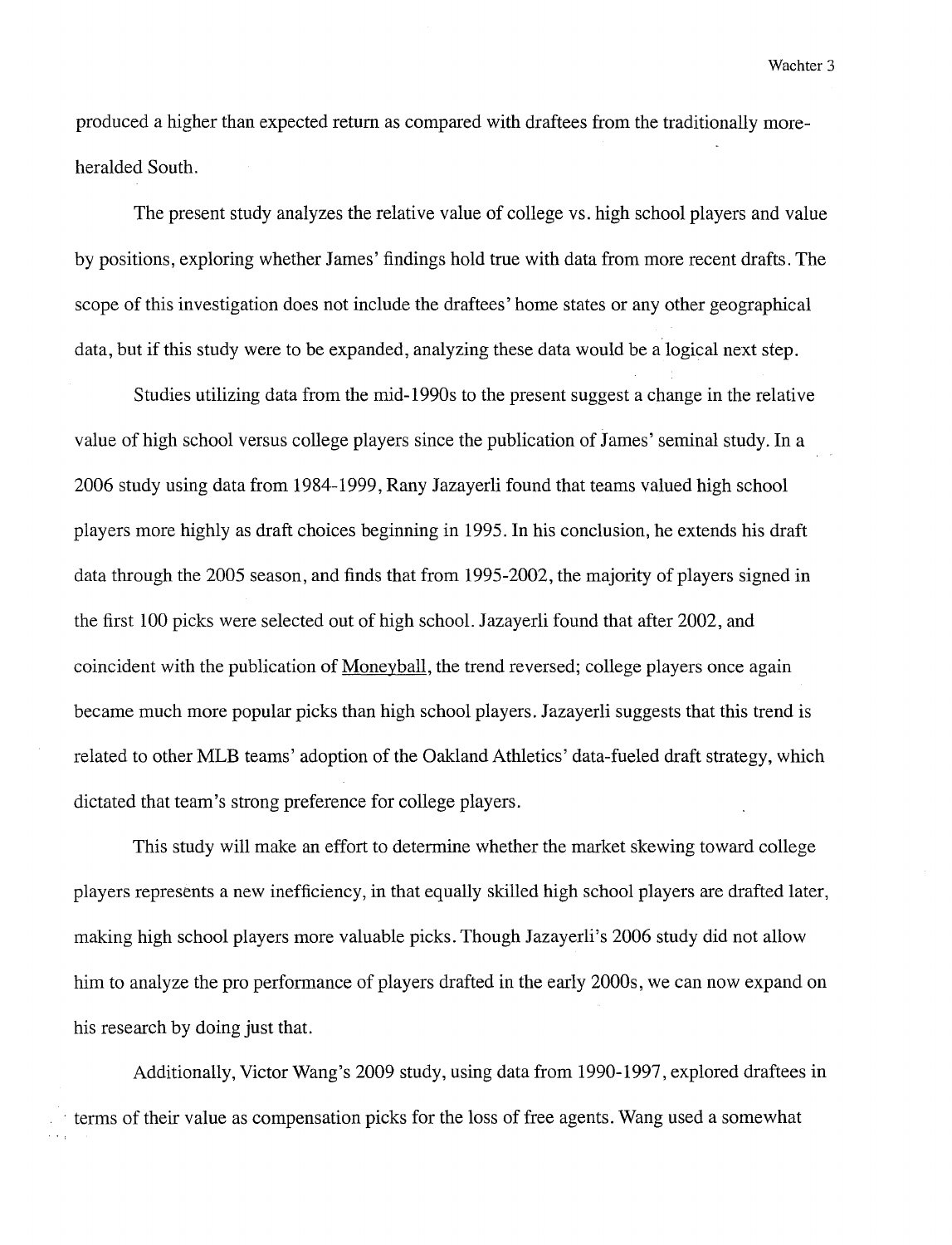produced a higher than expected return as compared with draftees from the traditionally more-heralded South.

The present study analyzes the relative value of college vs. high school players and value by positions, exploring whether James' findings hold true with data from more recent drafts. The scope of this investigation does not include the draftees' home states or any other geographical data, but if this study were to be expanded, analyzing these data would be a logical next step.

Studies utilizing data from the mid-1990s to the present suggest a change in the relative value of high school versus college players since the publication of James' seminal study. In a 2006 study using data from 1984-1999, Rany Jazayerli found that teams valued high school players more highly as draft choices beginning in 1995. In his conclusion, he extends his draft data through the 2005 season, and finds that from 1995-2002, the majority of players signed in the first 100 picks were selected out of high school. Jazayerli found that after 2002, and coincident with the publication of Moneyball, the trend reversed; college players once again became much more popular picks than high school players. Jazayerli suggests that this trend is related to other MLB teams' adoption of the Oakland Athletics' data-fueled draft strategy, which dictated that team's strong preference for college players.

This study will make an effort to determine whether the market skewing toward college players represents a new inefficiency, in that equally skilled high school players are drafted later, making high school players more valuable picks. Though Jazayerli's 2006 study did not allow him to analyze the pro performance of players drafted in the early 2000s, we can now expand on his research by doing just that.

Additionally, Victor Wang's 2009 study, using data from 1990-1997, explored draftees in terms of their value as compensation picks for the loss of free agents. Wang used a somewhat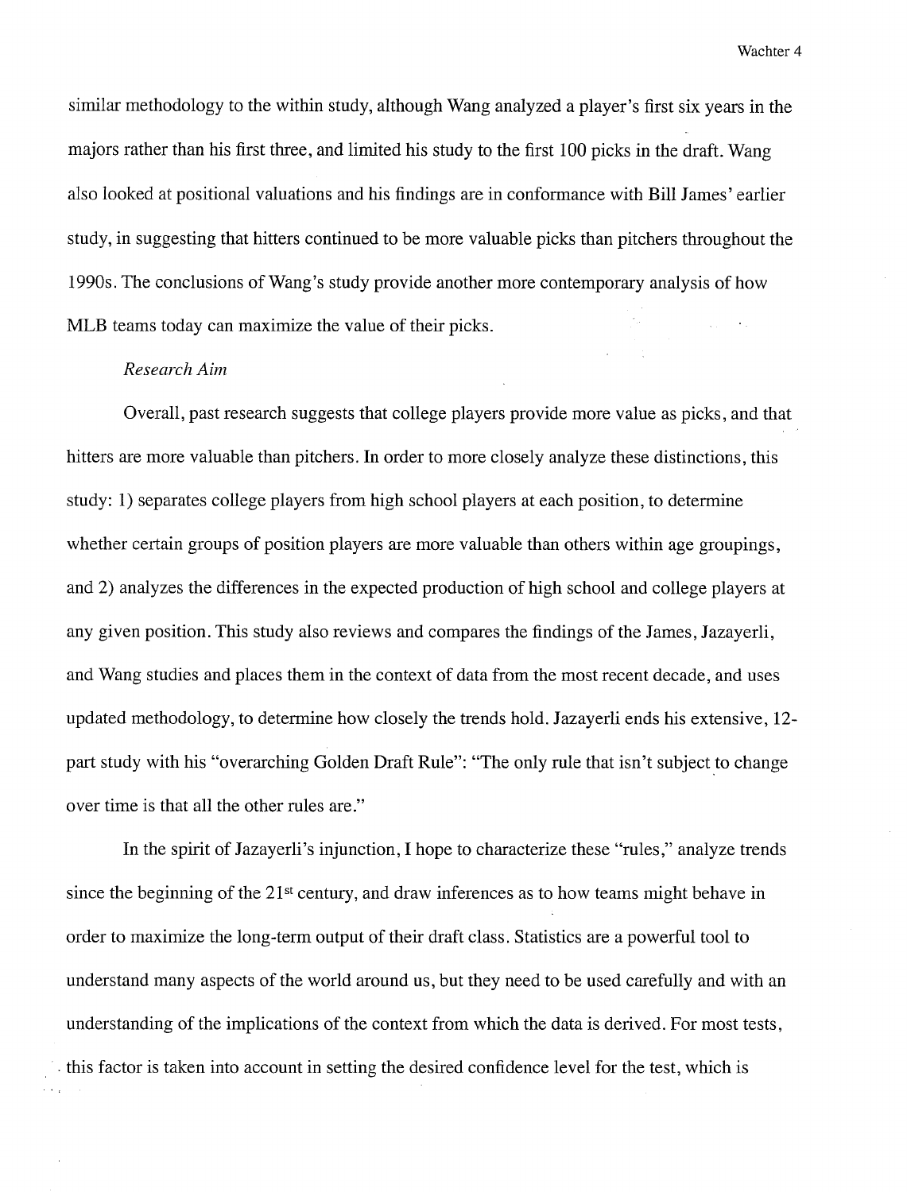similar methodology to the within study, although Wang analyzed a player's first six years in the majors rather than his first three, and limited his study to the first 100 picks in the draft. Wang also looked at positional valuations and his findings are in conformance with Bill James' earlier study, in suggesting that hitters continued to be more valuable picks than pitchers throughout the 1990s. The conclusions of Wang's study provide another more contemporary analysis of how MLB teams today can maximize the value of their picks.

*Research Aim*

Overall, past research suggests that college players provide more value as picks, and that hitters are more valuable than pitchers. In order to more closely analyze these distinctions, this study: 1) separates college players from high school players at each position, to determine whether certain groups of position players are more valuable than others within age groupings, and 2) analyzes the differences in the expected production of high school and college players at any given position. This study also reviews and compares the findings of the James, Jazayerli, and Wang studies and places them in the context of data from the most recent decade, and uses updated methodology, to determine how closely the trends hold. Jazayerli ends his extensive, 12-part study with his "overarching Golden Draft Rule": "The only rule that isn't subject to change over time is that all the other rules are."

In the spirit of Jazayerli's injunction, I hope to characterize these "rules," analyze trends since the beginning of the 21st century, and draw inferences as to how teams might behave in order to maximize the long-term output of their draft class. Statistics are a powerful tool to understand many aspects of the world around us, but they need to be used carefully and with an understanding of the implications of the context from which the data is derived. For most tests, this factor is taken into account in setting the desired confidence level for the test, which is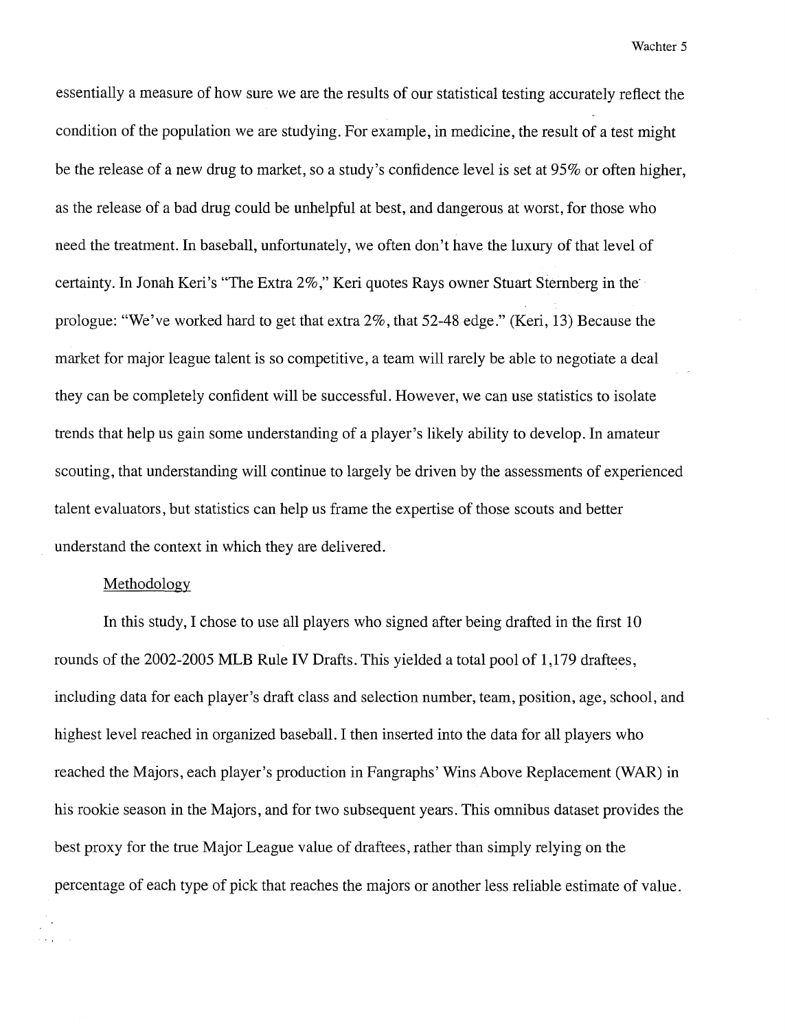essentially a measure of how sure we are the results of our statistical testing accurately reflect the condition of the population we are studying. For example, in medicine, the result of a test might be the release of a new drug to market, so a study's confidence level is set at 95% or often higher, as the release of a bad drug could be unhelpful at best, and dangerous at worst, for those who need the treatment. In baseball, unfortunately, we often don't have the luxury of that level of certainty. In Jonah Keri's "The Extra 2%," Keri quotes Rays owner Stuart Sternberg in the prologue: "We've worked hard to get that extra 2%, that 52-48 edge." (Keri, 13) Because the market for major league talent is so competitive, a team will rarely be able to negotiate a deal they can be completely confident will be successful. However, we can use statistics to isolate trends that help us gain some understanding of a player's likely ability to develop. In amateur scouting, that understanding will continue to largely be driven by the assessments of experienced talent evaluators, but statistics can help us frame the expertise of those scouts and better understand the context in which they are delivered.

## Methodology

In this study, I chose to use all players who signed after being drafted in the first 10 rounds of the 2002-2005 MLB Rule IV Drafts. This yielded a total pool of 1,179 draftees, including data for each player's draft class and selection number, team, position, age, school, and highest level reached in organized baseball. I then inserted into the data for all players who reached the Majors, each player's production in Fangraphs' Wins Above Replacement (WAR) in his rookie season in the Majors, and for two subsequent years. This omnibus dataset provides the best proxy for the true Major League value of draftees, rather than simply relying on the percentage of each type of pick that reaches the majors or another less reliable estimate of value.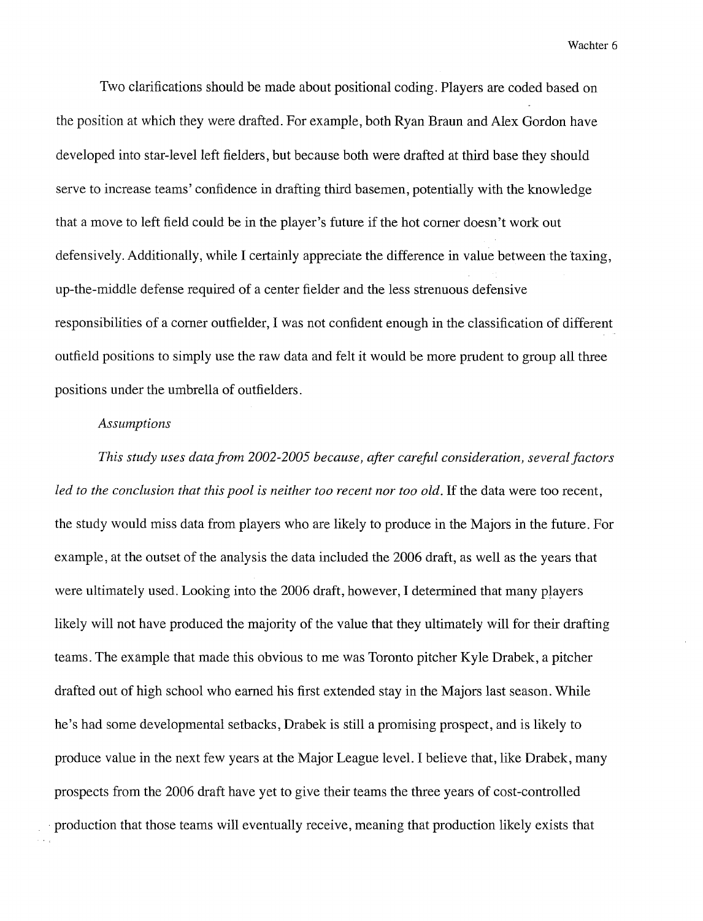Two clarifications should be made about positional coding. Players are coded based on the position at which they were drafted. For example, both Ryan Braun and Alex Gordon have developed into star-level left fielders, but because both were drafted at third base they should serve to increase teams' confidence in drafting third basemen, potentially with the knowledge that a move to left field could be in the player's future if the hot corner doesn't work out defensively. Additionally, while I certainly appreciate the difference in value between the taxing, up-the-middle defense required of a center fielder and the less strenuous defensive responsibilities of a corner outfielder, I was not confident enough in the classification of different outfield positions to simply use the raw data and felt it would be more prudent to group all three positions under the umbrella of outfielders.

### *Assumptions*

*This study uses data from 2002-2005 because, after careful consideration, several factors led to the conclusion that this pool is neither too recent nor too old.* If the data were too recent, the study would miss data from players who are likely to produce in the Majors in the future. For example, at the outset of the analysis the data included the 2006 draft, as well as the years that were ultimately used. Looking into the 2006 draft, however, I determined that many players likely will not have produced the majority of the value that they ultimately will for their drafting teams. The example that made this obvious to me was Toronto pitcher Kyle Drabek, a pitcher drafted out of high school who earned his first extended stay in the Majors last season. While he's had some developmental setbacks, Drabek is still a promising prospect, and is likely to produce value in the next few years at the Major League level. I believe that, like Drabek, many prospects from the 2006 draft have yet to give their teams the three years of cost-controlled production that those teams will eventually receive, meaning that production likely exists that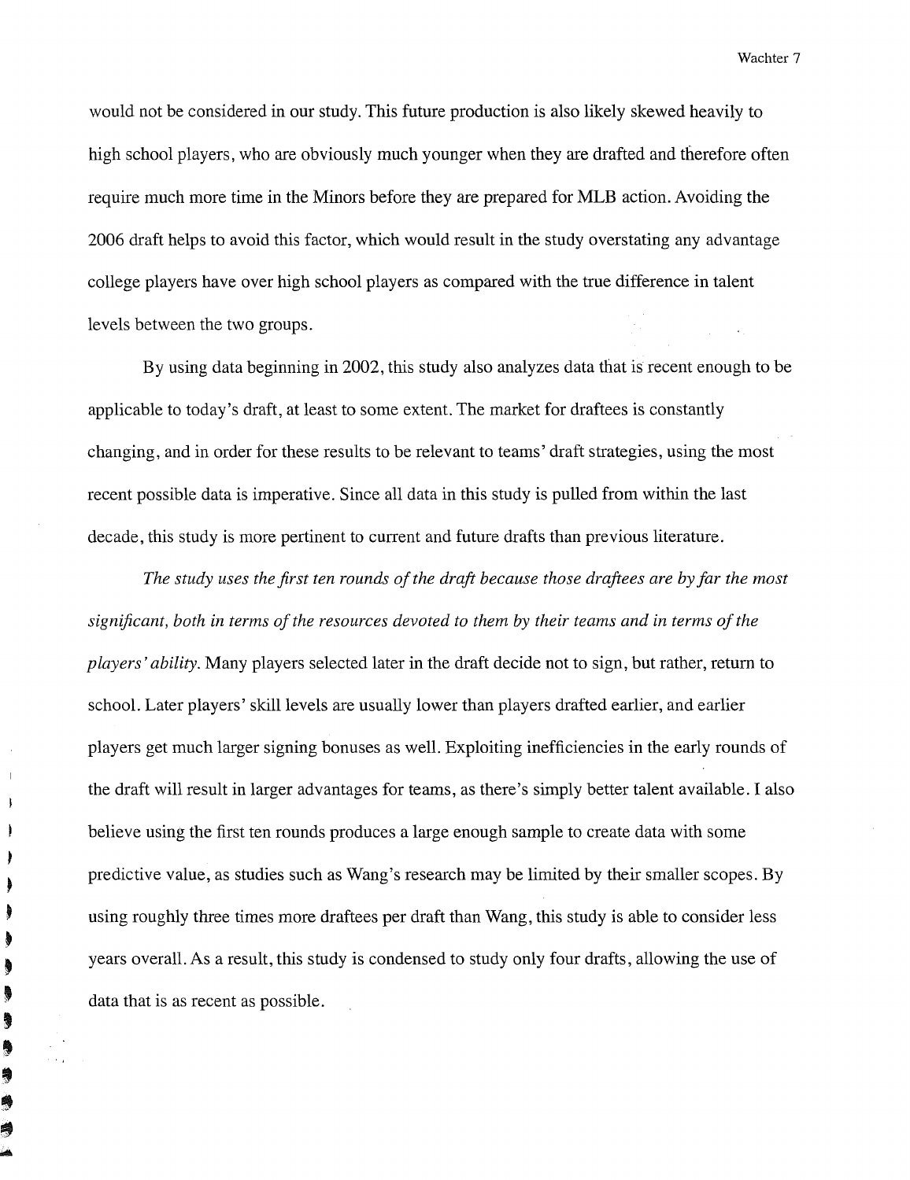would not be considered in our study. This future production is also likely skewed heavily to high school players, who are obviously much younger when they are drafted and therefore often require much more time in the Minors before they are prepared for MLB action. Avoiding the 2006 draft helps to avoid this factor, which would result in the study overstating any advantage college players have over high school players as compared with the true difference in talent levels between the two groups.

By using data beginning in 2002, this study also analyzes data that is recent enough to be applicable to today's draft, at least to some extent. The market for draftees is constantly changing, and in order for these results to be relevant to teams' draft strategies, using the most recent possible data is imperative. Since all data in this study is pulled from within the last decade, this study is more pertinent to current and future drafts than previous literature.

*The study uses the first ten rounds of the draft because those draftees are by far the most significant, both in terms of the resources devoted to them by their teams and in terms of the players' ability.* Many players selected later in the draft decide not to sign, but rather, return to school. Later players' skill levels are usually lower than players drafted earlier, and earlier players get much larger signing bonuses as well. Exploiting inefficiencies in the early rounds of the draft will result in larger advantages for teams, as there's simply better talent available. I also believe using the first ten rounds produces a large enough sample to create data with some predictive value, as studies such as Wang's research may be limited by their smaller scopes. By using roughly three times more draftees per draft than Wang, this study is able to consider less years overall. As a result, this study is condensed to study only four drafts, allowing the use of data that is as recent as possible.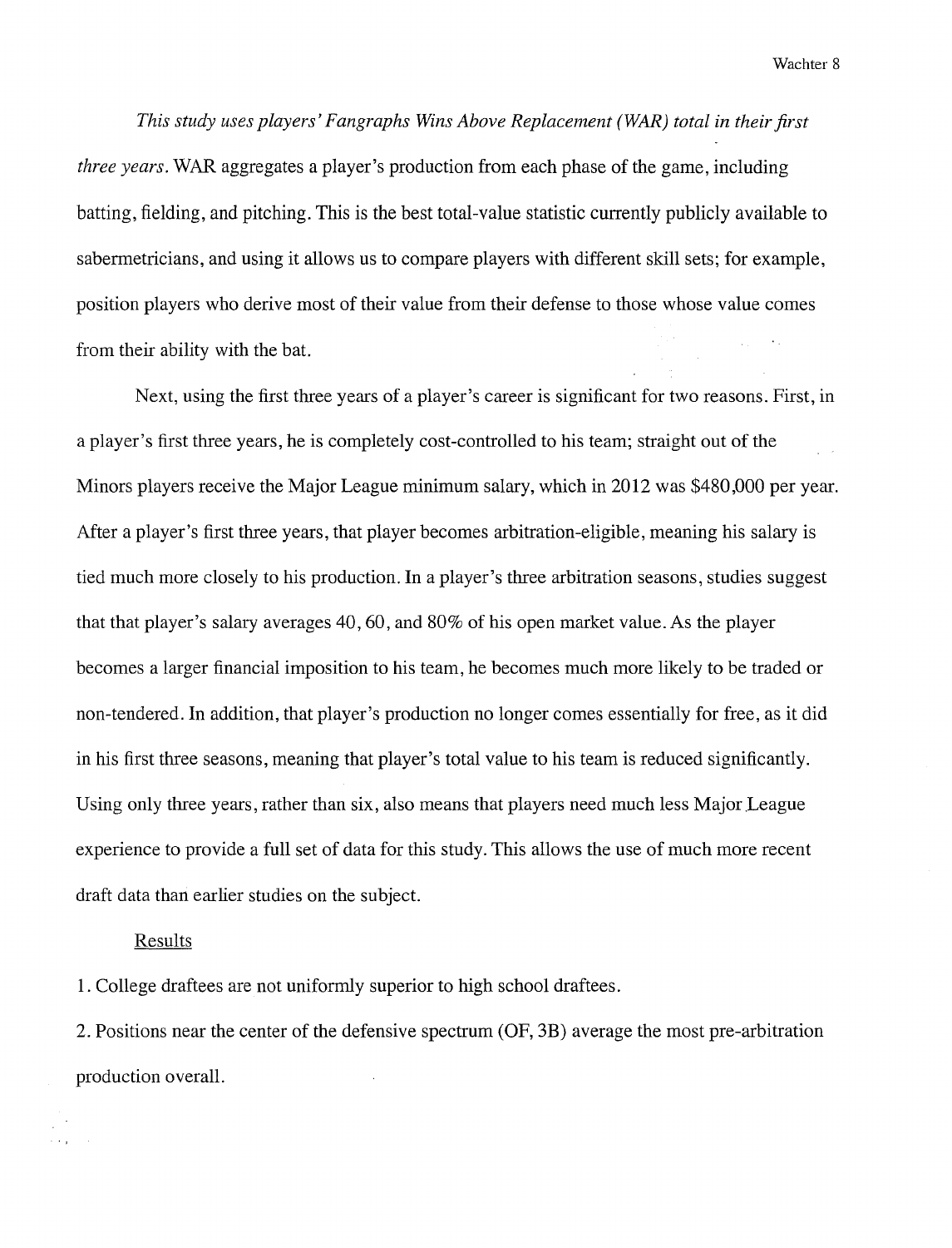*This study uses players' Fangraphs Wins Above Replacement (WAR) total in their first three years.* WAR aggregates a player's production from each phase of the game, including batting, fielding, and pitching. This is the best total-value statistic currently publicly available to sabermetricians, and using it allows us to compare players with different skill sets; for example, position players who derive most of their value from their defense to those whose value comes from their ability with the bat.

Next, using the first three years of a player's career is significant for two reasons. First, in a player's first three years, he is completely cost-controlled to his team; straight out of the Minors players receive the Major League minimum salary, which in 2012 was $480,000 per year. After a player's first three years, that player becomes arbitration-eligible, meaning his salary is tied much more closely to his production. In a player's three arbitration seasons, studies suggest that that player's salary averages 40, 60, and 80% of his open market value. As the player becomes a larger financial imposition to his team, he becomes much more likely to be traded or non-tendered. In addition, that player's production no longer comes essentially for free, as it did in his first three seasons, meaning that player's total value to his team is reduced significantly. Using only three years, rather than six, also means that players need much less Major League experience to provide a full set of data for this study. This allows the use of much more recent draft data than earlier studies on the subject.

## Results

1. College draftees are not uniformly superior to high school draftees.
2. Positions near the center of the defensive spectrum (OF, 3B) average the most pre-arbitration production overall.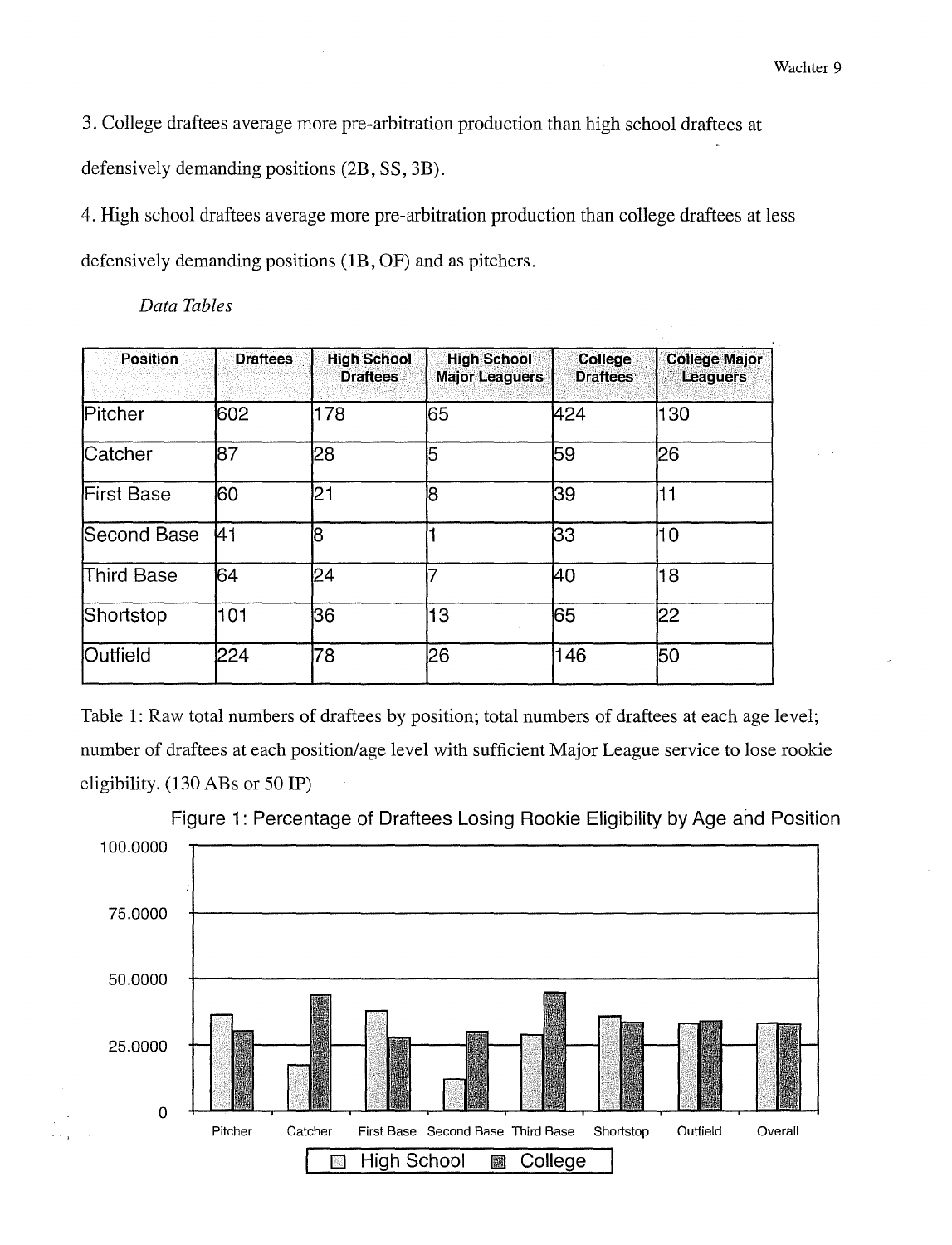3. College draftees average more pre-arbitration production than high school draftees at defensively demanding positions (2B, SS, 3B).

4. High school draftees average more pre-arbitration production than college draftees at less defensively demanding positions (1B, OF) and as pitchers.

*Data Tables*

| Position | Draftees | High School Draftees | High School Major Leaguers | College Draftees | College Major Leaguers |
|---|---|---|---|---|---|
| Pitcher | 602 | 178 | 65 | 424 | 130 |
| Catcher | 87 | 28 | 5 | 59 | 26 |
| First Base | 60 | 21 | 8 | 39 | 11 |
| Second Base | 41 | 8 | 1 | 33 | 10 |
| Third Base | 64 | 24 | 7 | 40 | 18 |
| Shortstop | 101 | 36 | 13 | 65 | 22 |
| Outfield | 224 | 78 | 26 | 146 | 50 |

Table 1: Raw total numbers of draftees by position; total numbers of draftees at each age level; number of draftees at each position/age level with sufficient Major League service to lose rookie eligibility. (130 ABs or 50 IP)

Figure 1: Percentage of Draftees Losing Rookie Eligibility by Age and Position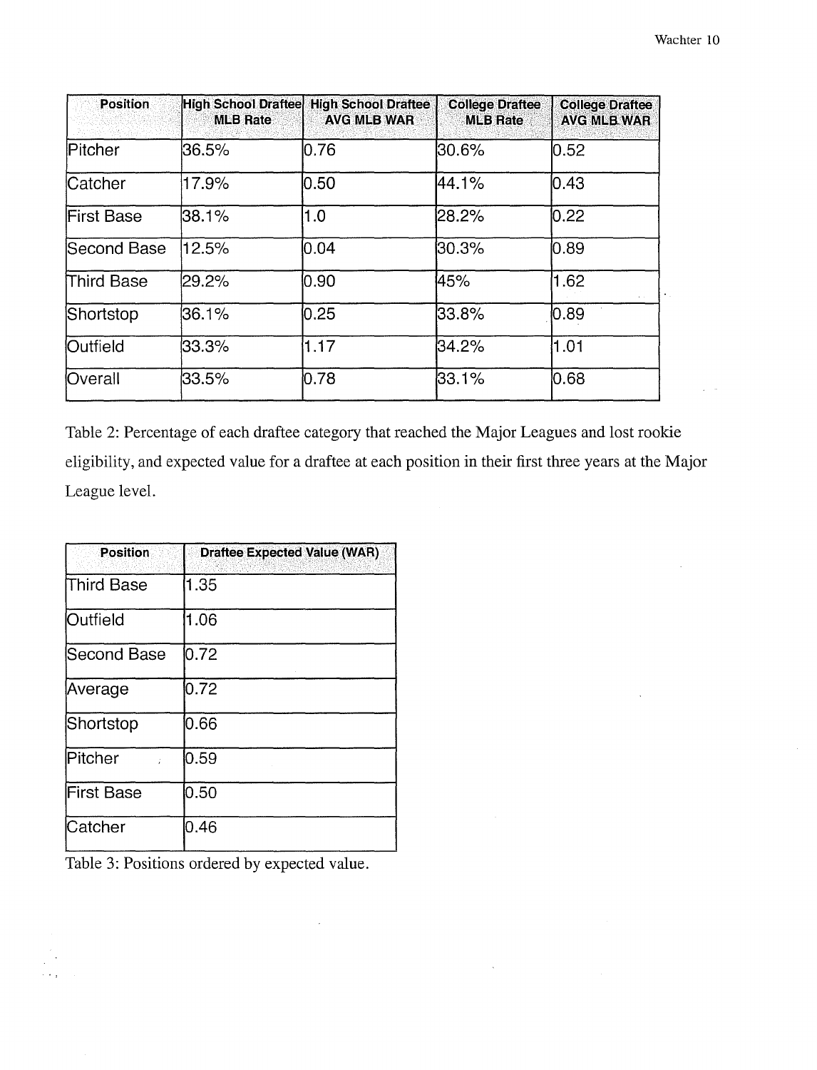| Position | High School Draftee MLB Rate | High School Draftee AVG MLB WAR | College Draftee MLB Rate | College Draftee AVG MLB WAR |
|---|---|---|---|---|
| Pitcher | 36.5% | 0.76 | 30.6% | 0.52 |
| Catcher | 17.9% | 0.50 | 44.1% | 0.43 |
| First Base | 38.1% | 1.0 | 28.2% | 0.22 |
| Second Base | 12.5% | 0.04 | 30.3% | 0.89 |
| Third Base | 29.2% | 0.90 | 45% | 1.62 |
| Shortstop | 36.1% | 0.25 | 33.8% | 0.89 |
| Outfield | 33.3% | 1.17 | 34.2% | 1.01 |
| Overall | 33.5% | 0.78 | 33.1% | 0.68 |

Table 2: Percentage of each draftee category that reached the Major Leagues and lost rookie eligibility, and expected value for a draftee at each position in their first three years at the Major League level.

| Position | Draftee Expected Value (WAR) |
|---|---|
| Third Base | 1.35 |
| Outfield | 1.06 |
| Second Base | 0.72 |
| Average | 0.72 |
| Shortstop | 0.66 |
| Pitcher | 0.59 |
| First Base | 0.50 |
| Catcher | 0.46 |

Table 3: Positions ordered by expected value.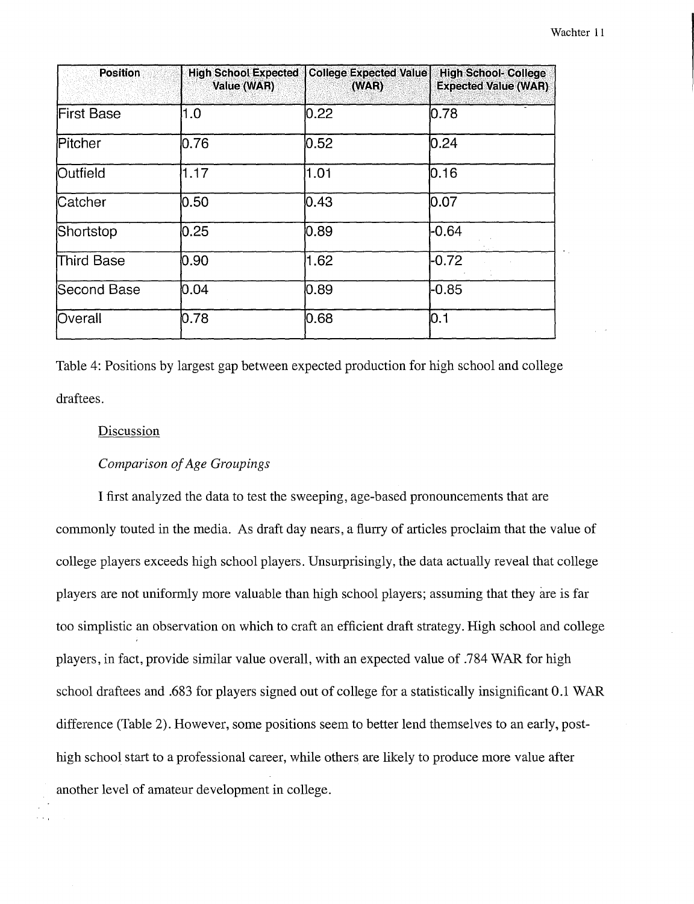| Position | High School Expected Value (WAR) | College Expected Value (WAR) | High School- College Expected Value (WAR) |
|---|---|---|---|
| First Base | 1.0 | 0.22 | 0.78 |
| Pitcher | 0.76 | 0.52 | 0.24 |
| Outfield | 1.17 | 1.01 | 0.16 |
| Catcher | 0.50 | 0.43 | 0.07 |
| Shortstop | 0.25 | 0.89 | -0.64 |
| Third Base | 0.90 | 1.62 | -0.72 |
| Second Base | 0.04 | 0.89 | -0.85 |
| Overall | 0.78 | 0.68 | 0.1 |

Table 4: Positions by largest gap between expected production for high school and college draftees.

## Discussion

### *Comparison of Age Groupings*

I first analyzed the data to test the sweeping, age-based pronouncements that are commonly touted in the media. As draft day nears, a flurry of articles proclaim that the value of college players exceeds high school players. Unsurprisingly, the data actually reveal that college players are not uniformly more valuable than high school players; assuming that they are is far too simplistic an observation on which to craft an efficient draft strategy. High school and college players, in fact, provide similar value overall, with an expected value of .784 WAR for high school draftees and .683 for players signed out of college for a statistically insignificant 0.1 WAR difference (Table 2). However, some positions seem to better lend themselves to an early, post-high school start to a professional career, while others are likely to produce more value after another level of amateur development in college.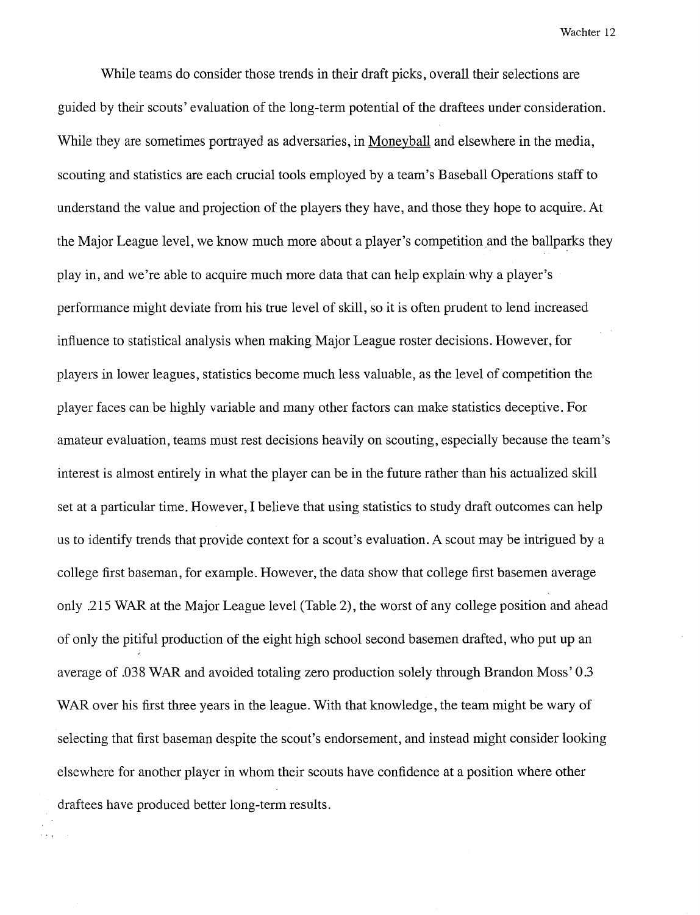While teams do consider those trends in their draft picks, overall their selections are guided by their scouts' evaluation of the long-term potential of the draftees under consideration. While they are sometimes portrayed as adversaries, in Moneyball and elsewhere in the media, scouting and statistics are each crucial tools employed by a team's Baseball Operations staff to understand the value and projection of the players they have, and those they hope to acquire. At the Major League level, we know much more about a player's competition and the ballparks they play in, and we're able to acquire much more data that can help explain why a player's performance might deviate from his true level of skill, so it is often prudent to lend increased influence to statistical analysis when making Major League roster decisions. However, for players in lower leagues, statistics become much less valuable, as the level of competition the player faces can be highly variable and many other factors can make statistics deceptive. For amateur evaluation, teams must rest decisions heavily on scouting, especially because the team's interest is almost entirely in what the player can be in the future rather than his actualized skill set at a particular time. However, I believe that using statistics to study draft outcomes can help us to identify trends that provide context for a scout's evaluation. A scout may be intrigued by a college first baseman, for example. However, the data show that college first basemen average only .215 WAR at the Major League level (Table 2), the worst of any college position and ahead of only the pitiful production of the eight high school second basemen drafted, who put up an average of .038 WAR and avoided totaling zero production solely through Brandon Moss' 0.3 WAR over his first three years in the league. With that knowledge, the team might be wary of selecting that first baseman despite the scout's endorsement, and instead might consider looking elsewhere for another player in whom their scouts have confidence at a position where other draftees have produced better long-term results.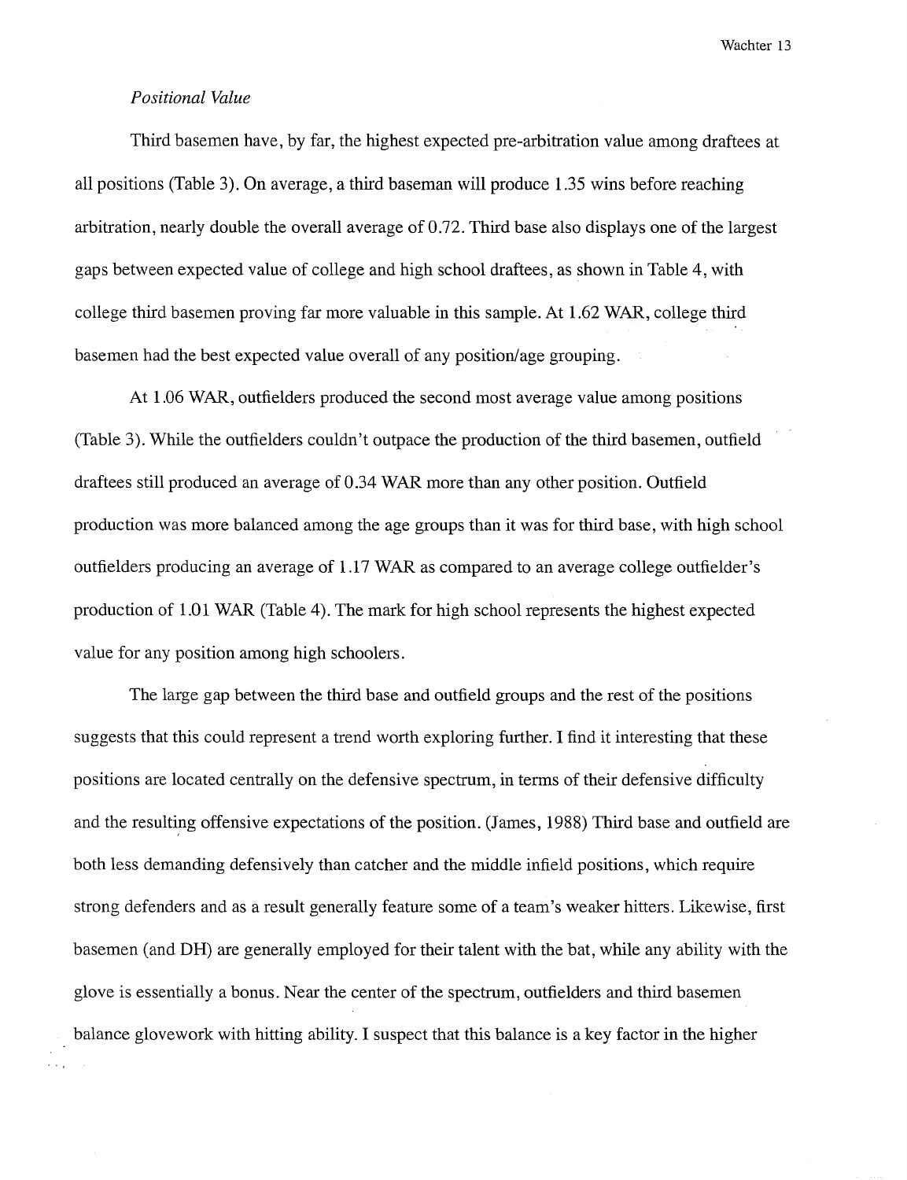*Positional Value*

Third basemen have, by far, the highest expected pre-arbitration value among draftees at all positions (Table 3). On average, a third baseman will produce 1.35 wins before reaching arbitration, nearly double the overall average of 0.72. Third base also displays one of the largest gaps between expected value of college and high school draftees, as shown in Table 4, with college third basemen proving far more valuable in this sample. At 1.62 WAR, college third basemen had the best expected value overall of any position/age grouping.

At 1.06 WAR, outfielders produced the second most average value among positions (Table 3). While the outfielders couldn't outpace the production of the third basemen, outfield draftees still produced an average of 0.34 WAR more than any other position. Outfield production was more balanced among the age groups than it was for third base, with high school outfielders producing an average of 1.17 WAR as compared to an average college outfielder's production of 1.01 WAR (Table 4). The mark for high school represents the highest expected value for any position among high schoolers.

The large gap between the third base and outfield groups and the rest of the positions suggests that this could represent a trend worth exploring further. I find it interesting that these positions are located centrally on the defensive spectrum, in terms of their defensive difficulty and the resulting offensive expectations of the position. (James, 1988) Third base and outfield are both less demanding defensively than catcher and the middle infield positions, which require strong defenders and as a result generally feature some of a team's weaker hitters. Likewise, first basemen (and DH) are generally employed for their talent with the bat, while any ability with the glove is essentially a bonus. Near the center of the spectrum, outfielders and third basemen balance glovework with hitting ability. I suspect that this balance is a key factor in the higher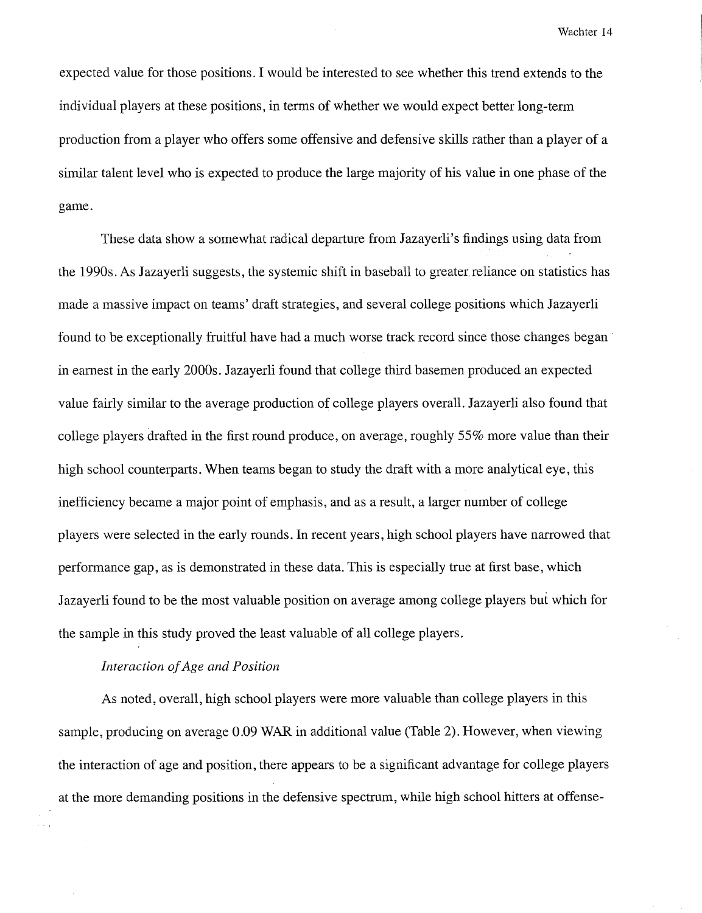expected value for those positions. I would be interested to see whether this trend extends to the individual players at these positions, in terms of whether we would expect better long-term production from a player who offers some offensive and defensive skills rather than a player of a similar talent level who is expected to produce the large majority of his value in one phase of the game.

These data show a somewhat radical departure from Jazayerli's findings using data from the 1990s. As Jazayerli suggests, the systemic shift in baseball to greater reliance on statistics has made a massive impact on teams' draft strategies, and several college positions which Jazayerli found to be exceptionally fruitful have had a much worse track record since those changes began in earnest in the early 2000s. Jazayerli found that college third basemen produced an expected value fairly similar to the average production of college players overall. Jazayerli also found that college players drafted in the first round produce, on average, roughly 55% more value than their high school counterparts. When teams began to study the draft with a more analytical eye, this inefficiency became a major point of emphasis, and as a result, a larger number of college players were selected in the early rounds. In recent years, high school players have narrowed that performance gap, as is demonstrated in these data. This is especially true at first base, which Jazayerli found to be the most valuable position on average among college players but which for the sample in this study proved the least valuable of all college players.

*Interaction of Age and Position*

As noted, overall, high school players were more valuable than college players in this sample, producing on average 0.09 WAR in additional value (Table 2). However, when viewing the interaction of age and position, there appears to be a significant advantage for college players at the more demanding positions in the defensive spectrum, while high school hitters at offense-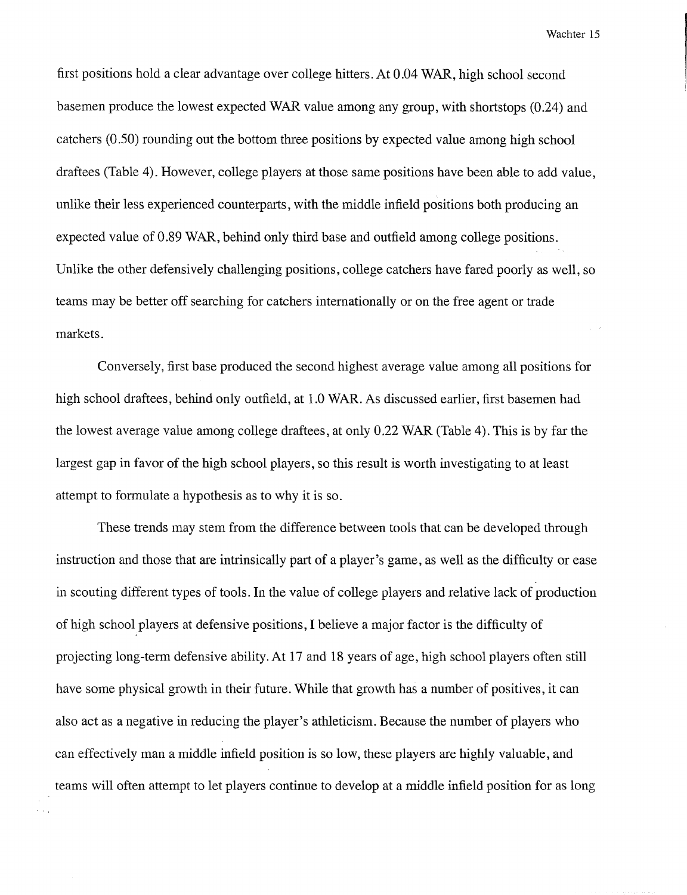first positions hold a clear advantage over college hitters. At 0.04 WAR, high school second basemen produce the lowest expected WAR value among any group, with shortstops (0.24) and catchers (0.50) rounding out the bottom three positions by expected value among high school draftees (Table 4). However, college players at those same positions have been able to add value, unlike their less experienced counterparts, with the middle infield positions both producing an expected value of 0.89 WAR, behind only third base and outfield among college positions. Unlike the other defensively challenging positions, college catchers have fared poorly as well, so teams may be better off searching for catchers internationally or on the free agent or trade markets.

Conversely, first base produced the second highest average value among all positions for high school draftees, behind only outfield, at 1.0 WAR. As discussed earlier, first basemen had the lowest average value among college draftees, at only 0.22 WAR (Table 4). This is by far the largest gap in favor of the high school players, so this result is worth investigating to at least attempt to formulate a hypothesis as to why it is so.

These trends may stem from the difference between tools that can be developed through instruction and those that are intrinsically part of a player's game, as well as the difficulty or ease in scouting different types of tools. In the value of college players and relative lack of production of high school players at defensive positions, I believe a major factor is the difficulty of projecting long-term defensive ability. At 17 and 18 years of age, high school players often still have some physical growth in their future. While that growth has a number of positives, it can also act as a negative in reducing the player's athleticism. Because the number of players who can effectively man a middle infield position is so low, these players are highly valuable, and teams will often attempt to let players continue to develop at a middle infield position for as long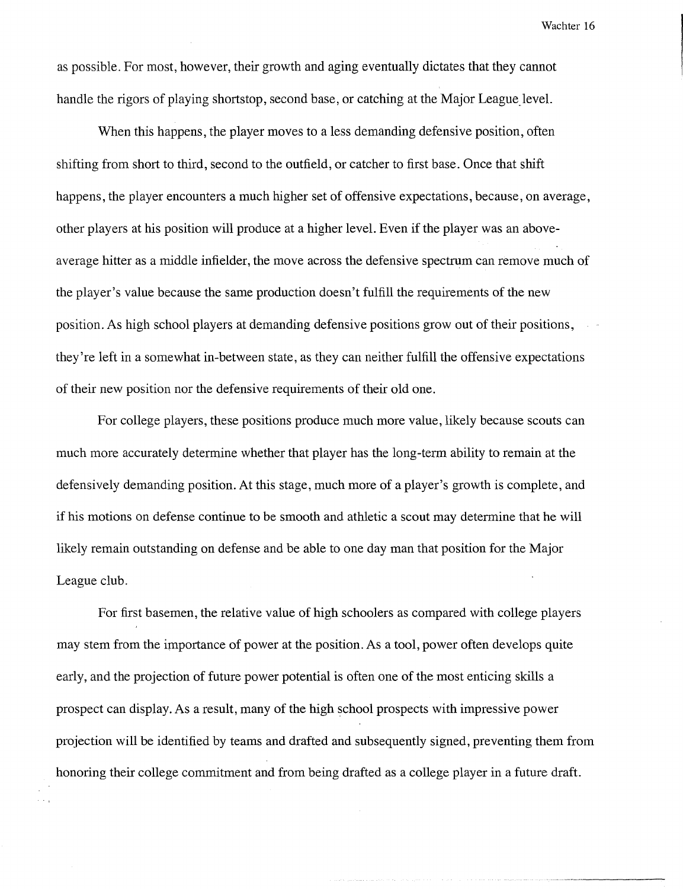as possible. For most, however, their growth and aging eventually dictates that they cannot handle the rigors of playing shortstop, second base, or catching at the Major League level.

When this happens, the player moves to a less demanding defensive position, often shifting from short to third, second to the outfield, or catcher to first base. Once that shift happens, the player encounters a much higher set of offensive expectations, because, on average, other players at his position will produce at a higher level. Even if the player was an above-average hitter as a middle infielder, the move across the defensive spectrum can remove much of the player's value because the same production doesn't fulfill the requirements of the new position. As high school players at demanding defensive positions grow out of their positions, they're left in a somewhat in-between state, as they can neither fulfill the offensive expectations of their new position nor the defensive requirements of their old one.

For college players, these positions produce much more value, likely because scouts can much more accurately determine whether that player has the long-term ability to remain at the defensively demanding position. At this stage, much more of a player's growth is complete, and if his motions on defense continue to be smooth and athletic a scout may determine that he will likely remain outstanding on defense and be able to one day man that position for the Major League club.

For first basemen, the relative value of high schoolers as compared with college players may stem from the importance of power at the position. As a tool, power often develops quite early, and the projection of future power potential is often one of the most enticing skills a prospect can display. As a result, many of the high school prospects with impressive power projection will be identified by teams and drafted and subsequently signed, preventing them from honoring their college commitment and from being drafted as a college player in a future draft.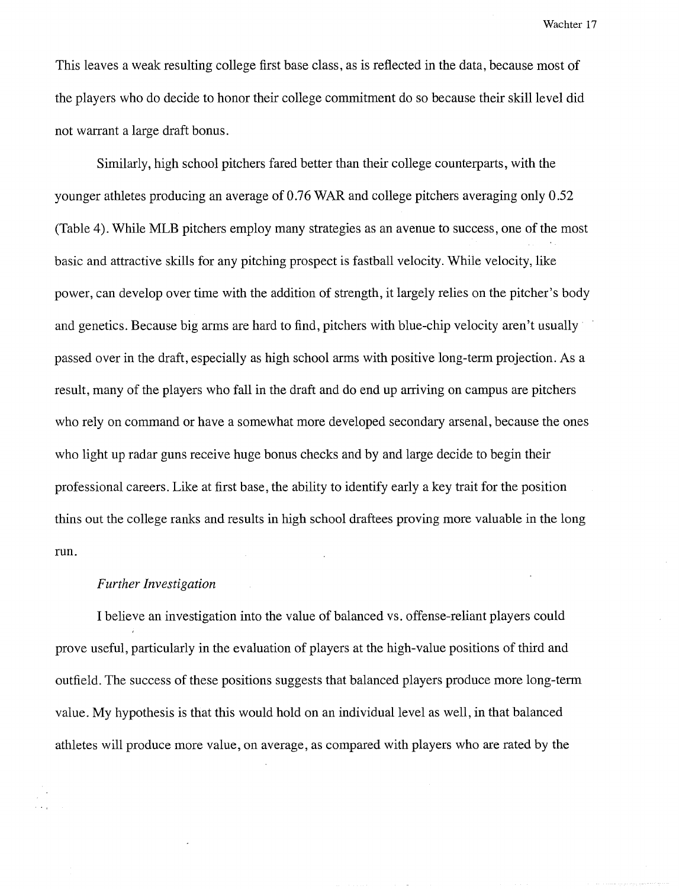This leaves a weak resulting college first base class, as is reflected in the data, because most of the players who do decide to honor their college commitment do so because their skill level did not warrant a large draft bonus.

Similarly, high school pitchers fared better than their college counterparts, with the younger athletes producing an average of 0.76 WAR and college pitchers averaging only 0.52 (Table 4). While MLB pitchers employ many strategies as an avenue to success, one of the most basic and attractive skills for any pitching prospect is fastball velocity. While velocity, like power, can develop over time with the addition of strength, it largely relies on the pitcher's body and genetics. Because big arms are hard to find, pitchers with blue-chip velocity aren't usually passed over in the draft, especially as high school arms with positive long-term projection. As a result, many of the players who fall in the draft and do end up arriving on campus are pitchers who rely on command or have a somewhat more developed secondary arsenal, because the ones who light up radar guns receive huge bonus checks and by and large decide to begin their professional careers. Like at first base, the ability to identify early a key trait for the position thins out the college ranks and results in high school draftees proving more valuable in the long run.

*Further Investigation*

I believe an investigation into the value of balanced vs. offense-reliant players could prove useful, particularly in the evaluation of players at the high-value positions of third and outfield. The success of these positions suggests that balanced players produce more long-term value. My hypothesis is that this would hold on an individual level as well, in that balanced athletes will produce more value, on average, as compared with players who are rated by the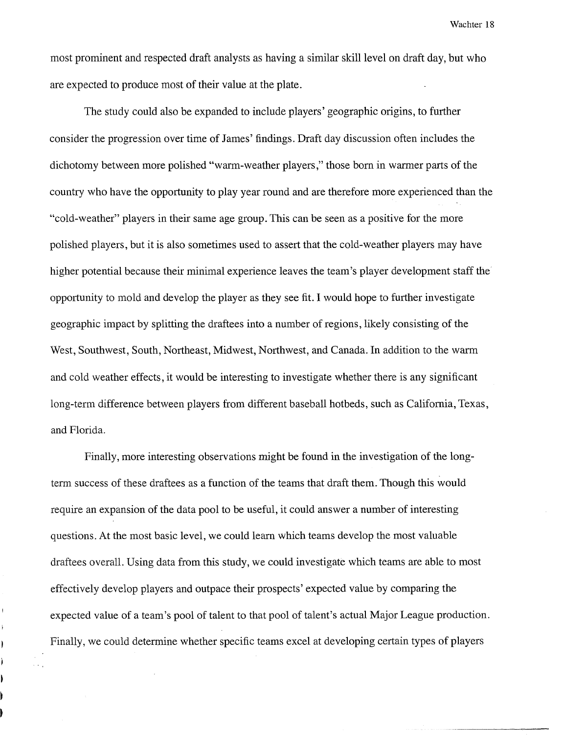most prominent and respected draft analysts as having a similar skill level on draft day, but who are expected to produce most of their value at the plate.

The study could also be expanded to include players' geographic origins, to further consider the progression over time of James' findings. Draft day discussion often includes the dichotomy between more polished "warm-weather players," those born in warmer parts of the country who have the opportunity to play year round and are therefore more experienced than the "cold-weather" players in their same age group. This can be seen as a positive for the more polished players, but it is also sometimes used to assert that the cold-weather players may have higher potential because their minimal experience leaves the team's player development staff the opportunity to mold and develop the player as they see fit. I would hope to further investigate geographic impact by splitting the draftees into a number of regions, likely consisting of the West, Southwest, South, Northeast, Midwest, Northwest, and Canada. In addition to the warm and cold weather effects, it would be interesting to investigate whether there is any significant long-term difference between players from different baseball hotbeds, such as California, Texas, and Florida.

Finally, more interesting observations might be found in the investigation of the long-term success of these draftees as a function of the teams that draft them. Though this would require an expansion of the data pool to be useful, it could answer a number of interesting questions. At the most basic level, we could learn which teams develop the most valuable draftees overall. Using data from this study, we could investigate which teams are able to most effectively develop players and outpace their prospects' expected value by comparing the expected value of a team's pool of talent to that pool of talent's actual Major League production. Finally, we could determine whether specific teams excel at developing certain types of players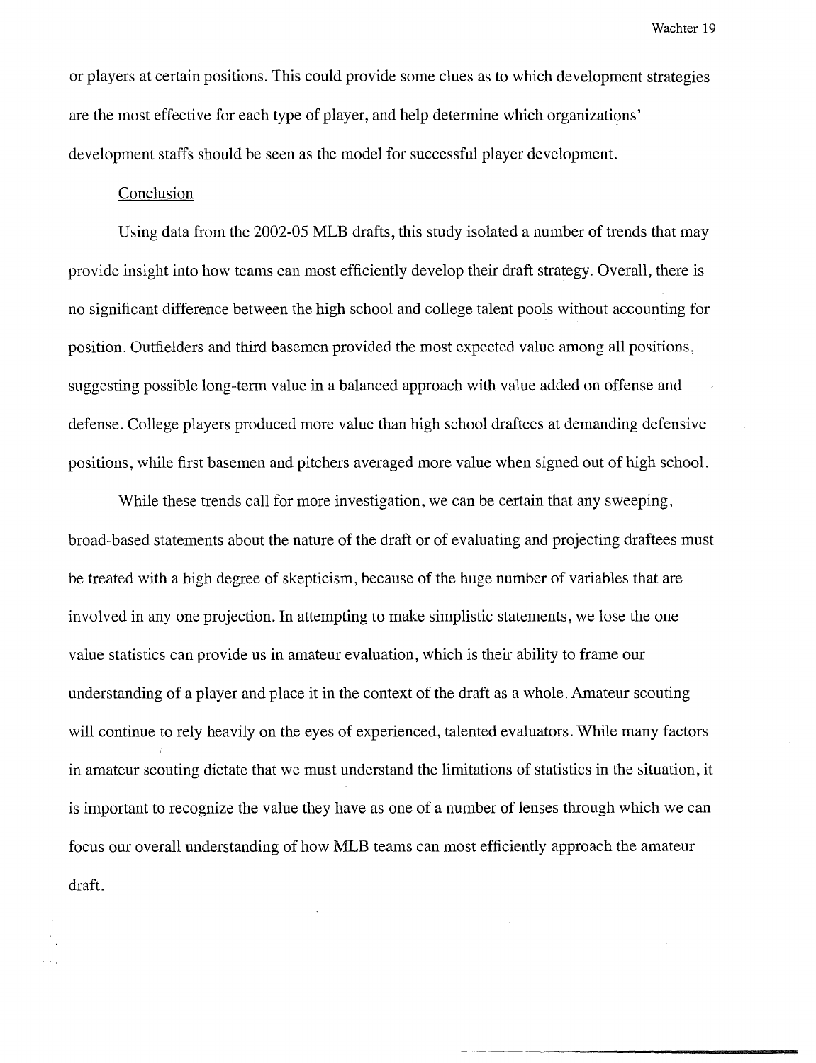or players at certain positions. This could provide some clues as to which development strategies are the most effective for each type of player, and help determine which organizations' development staffs should be seen as the model for successful player development.

## Conclusion

Using data from the 2002-05 MLB drafts, this study isolated a number of trends that may provide insight into how teams can most efficiently develop their draft strategy. Overall, there is no significant difference between the high school and college talent pools without accounting for position. Outfielders and third basemen provided the most expected value among all positions, suggesting possible long-term value in a balanced approach with value added on offense and defense. College players produced more value than high school draftees at demanding defensive positions, while first basemen and pitchers averaged more value when signed out of high school.

While these trends call for more investigation, we can be certain that any sweeping, broad-based statements about the nature of the draft or of evaluating and projecting draftees must be treated with a high degree of skepticism, because of the huge number of variables that are involved in any one projection. In attempting to make simplistic statements, we lose the one value statistics can provide us in amateur evaluation, which is their ability to frame our understanding of a player and place it in the context of the draft as a whole. Amateur scouting will continue to rely heavily on the eyes of experienced, talented evaluators. While many factors in amateur scouting dictate that we must understand the limitations of statistics in the situation, it is important to recognize the value they have as one of a number of lenses through which we can focus our overall understanding of how MLB teams can most efficiently approach the amateur draft.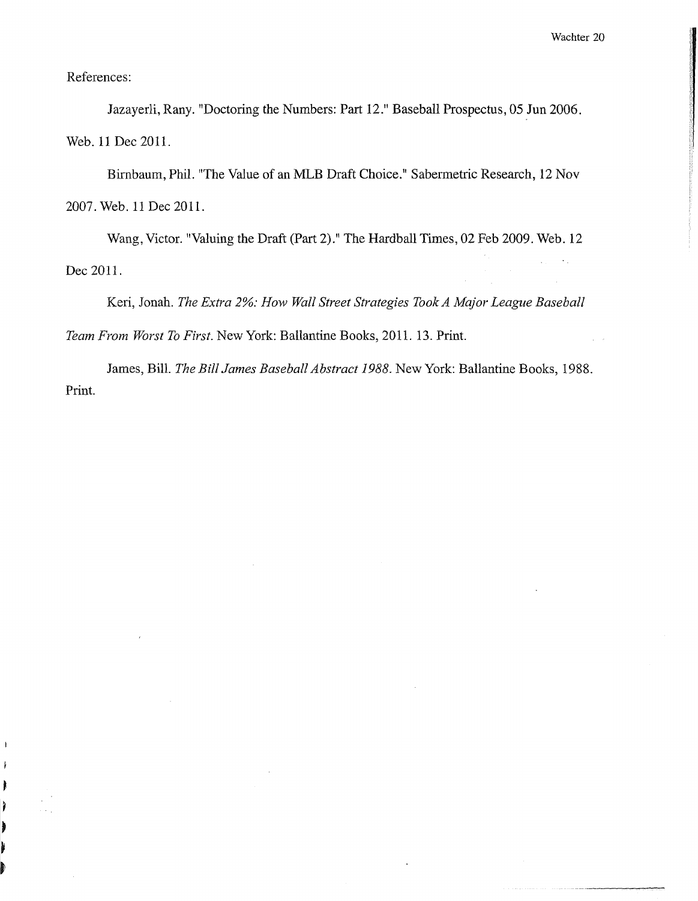References:

Jazayerli, Rany. "Doctoring the Numbers: Part 12." Baseball Prospectus, 05 Jun 2006. Web. 11 Dec 2011.

Birnbaum, Phil. "The Value of an MLB Draft Choice." Sabermetric Research, 12 Nov 2007. Web. 11 Dec 2011.

Wang, Victor. "Valuing the Draft (Part 2)." The Hardball Times, 02 Feb 2009. Web. 12 Dec 2011.

Keri, Jonah. *The Extra 2%: How Wall Street Strategies Took A Major League Baseball Team From Worst To First.* New York: Ballantine Books, 2011. 13. Print.

James, Bill. *The Bill James Baseball Abstract 1988.* New York: Ballantine Books, 1988. Print.